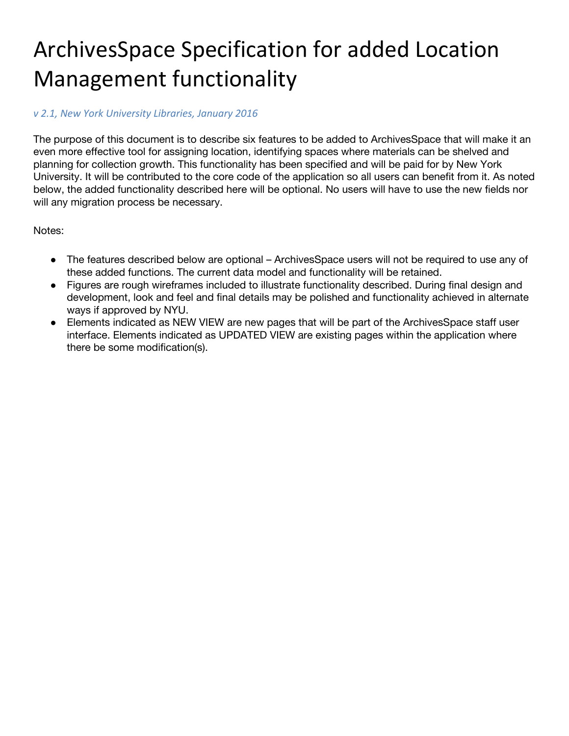# ArchivesSpace Specification for added Location Management functionality

*v 2.1, New York University Libraries, January 2016*

The purpose of this document is to describe six features to be added to ArchivesSpace that will make it an even more effective tool for assigning location, identifying spaces where materials can be shelved and planning for collection growth. This functionality has been specified and will be paid for by New York University. It will be contributed to the core code of the application so all users can benefit from it. As noted below, the added functionality described here will be optional. No users will have to use the new fields nor will any migration process be necessary.

Notes:

- The features described below are optional – ArchivesSpace users will not be required to use any of these added functions. The current data model and functionality will be retained.
- Figures are rough wireframes included to illustrate functionality described. During final design and development, look and feel and final details may be polished and functionality achieved in alternate ways if approved by NYU.
- Elements indicated as NEW VIEW are new pages that will be part of the ArchivesSpace staff user interface. Elements indicated as UPDATED VIEW are existing pages within the application where there be some modification(s).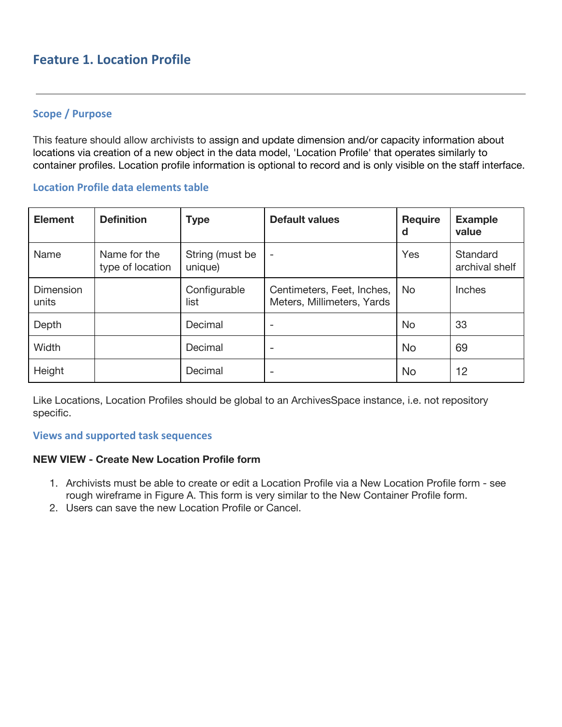# Feature 1. Location Profile

---

## Scope / Purpose

This feature should allow archivists to assign and update dimension and/or capacity information about locations via creation of a new object in the data model, 'Location Profile' that operates similarly to container profiles. Location profile information is optional to record and is only visible on the staff interface.

## Location Profile data elements table

| Element | Definition | Type | Default values | Required | Example value |
|---|---|---|---|---|---|
| Name | Name for the type of location | String (must be unique) | - | Yes | Standard archival shelf |
| Dimension units | | Configurable list | Centimeters, Feet, Inches, Meters, Millimeters, Yards | No | Inches |
| Depth | | Decimal | - | No | 33 |
| Width | | Decimal | - | No | 69 |
| Height | | Decimal | - | No | 12 |

Like Locations, Location Profiles should be global to an ArchivesSpace instance, i.e. not repository specific.

## Views and supported task sequences

**NEW VIEW - Create New Location Profile form**

1. Archivists must be able to create or edit a Location Profile via a New Location Profile form - see rough wireframe in Figure A. This form is very similar to the New Container Profile form.
2. Users can save the new Location Profile or Cancel.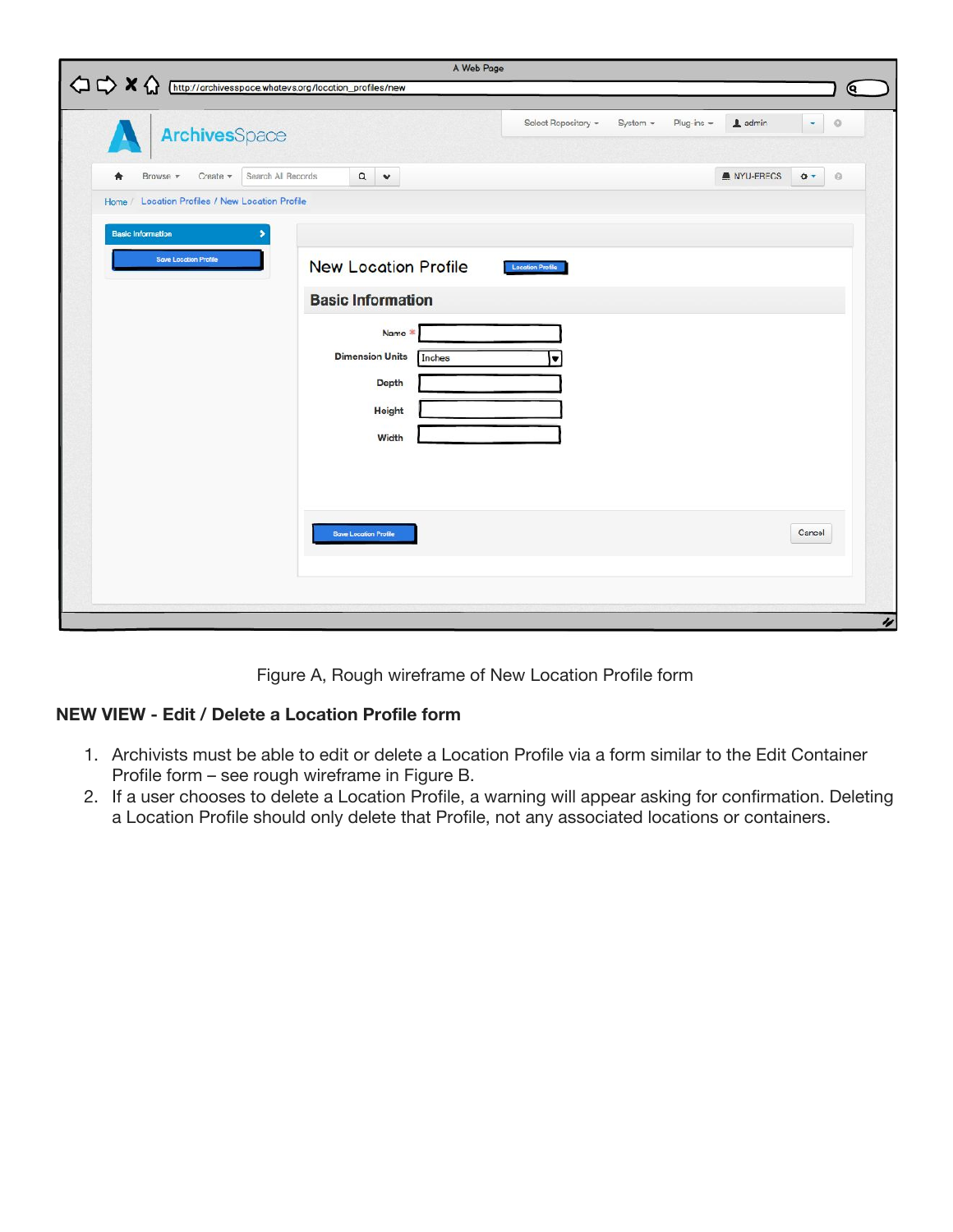Figure A, Rough wireframe of New Location Profile form

**NEW VIEW - Edit / Delete a Location Profile form**

1. Archivists must be able to edit or delete a Location Profile via a form similar to the Edit Container Profile form – see rough wireframe in Figure B.
2. If a user chooses to delete a Location Profile, a warning will appear asking for confirmation. Deleting a Location Profile should only delete that Profile, not any associated locations or containers.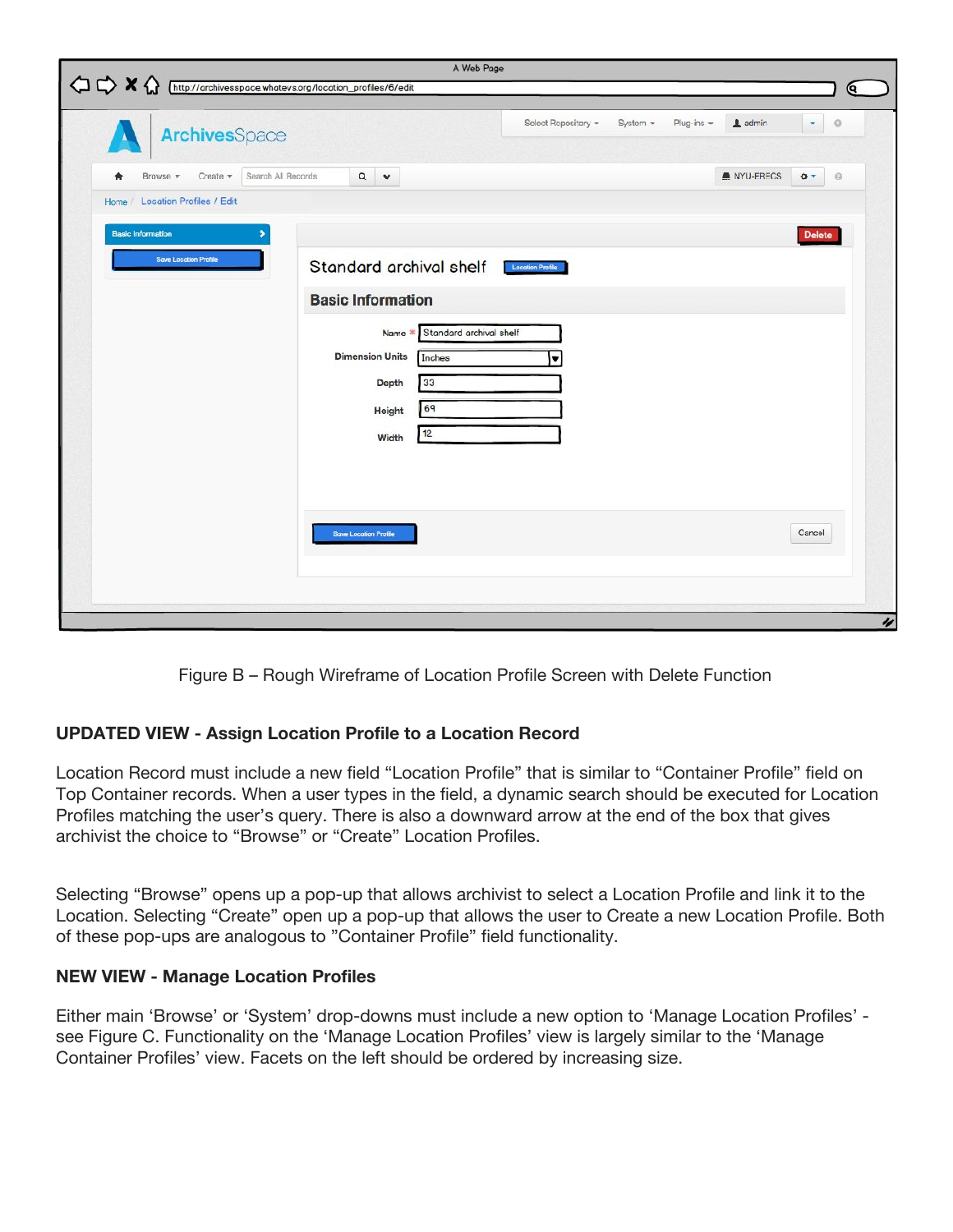Figure B – Rough Wireframe of Location Profile Screen with Delete Function

**UPDATED VIEW - Assign Location Profile to a Location Record**

Location Record must include a new field "Location Profile" that is similar to "Container Profile" field on Top Container records. When a user types in the field, a dynamic search should be executed for Location Profiles matching the user's query. There is also a downward arrow at the end of the box that gives archivist the choice to "Browse" or "Create" Location Profiles.

Selecting "Browse" opens up a pop-up that allows archivist to select a Location Profile and link it to the Location. Selecting "Create" open up a pop-up that allows the user to Create a new Location Profile. Both of these pop-ups are analogous to "Container Profile" field functionality.

**NEW VIEW - Manage Location Profiles**

Either main 'Browse' or 'System' drop-downs must include a new option to 'Manage Location Profiles' - see Figure C. Functionality on the 'Manage Location Profiles' view is largely similar to the 'Manage Container Profiles' view. Facets on the left should be ordered by increasing size.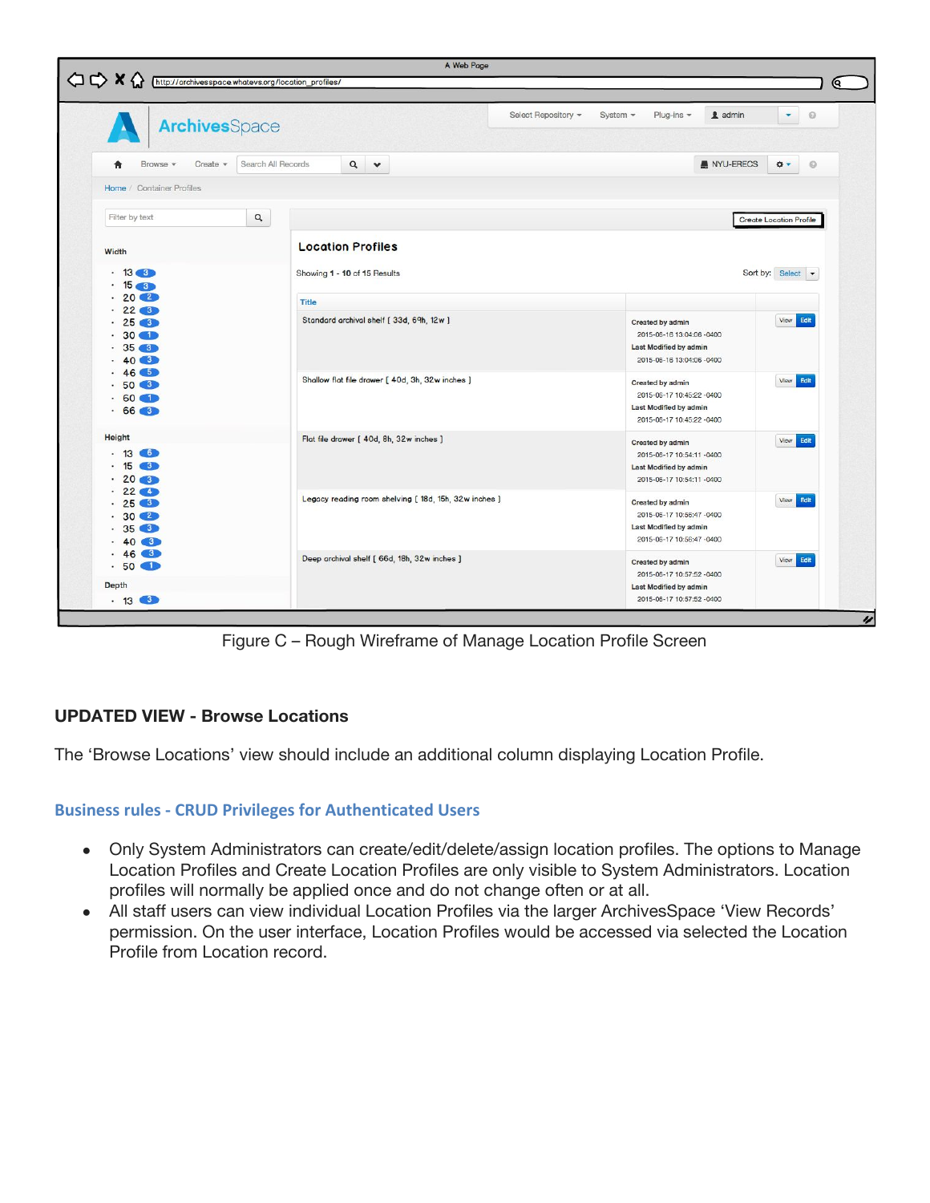Figure C – Rough Wireframe of Manage Location Profile Screen

**UPDATED VIEW - Browse Locations**

The 'Browse Locations' view should include an additional column displaying Location Profile.

## Business rules - CRUD Privileges for Authenticated Users

- Only System Administrators can create/edit/delete/assign location profiles. The options to Manage Location Profiles and Create Location Profiles are only visible to System Administrators. Location profiles will normally be applied once and do not change often or at all.
- All staff users can view individual Location Profiles via the larger ArchivesSpace 'View Records' permission. On the user interface, Location Profiles would be accessed via selected the Location Profile from Location record.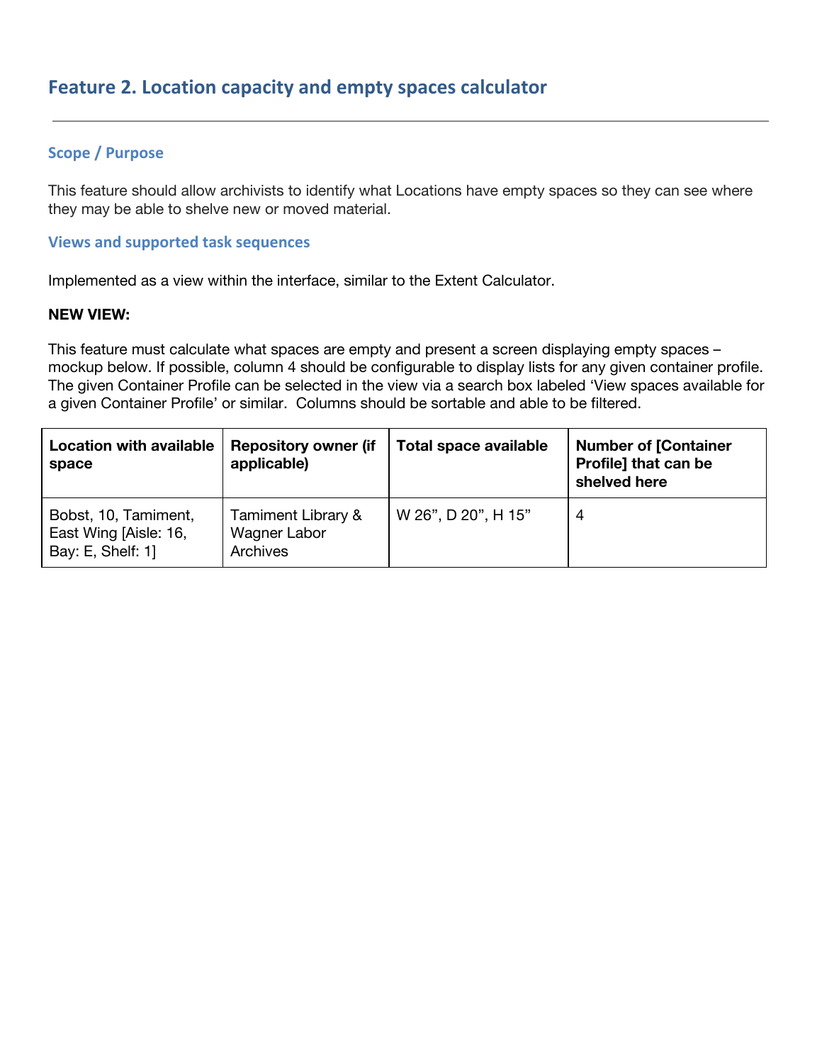## Feature 2. Location capacity and empty spaces calculator

---

### Scope / Purpose

This feature should allow archivists to identify what Locations have empty spaces so they can see where they may be able to shelve new or moved material.

### Views and supported task sequences

Implemented as a view within the interface, similar to the Extent Calculator.

**NEW VIEW:**

This feature must calculate what spaces are empty and present a screen displaying empty spaces – mockup below. If possible, column 4 should be configurable to display lists for any given container profile. The given Container Profile can be selected in the view via a search box labeled 'View spaces available for a given Container Profile' or similar. Columns should be sortable and able to be filtered.

| Location with available space | Repository owner (if applicable) | Total space available | Number of [Container Profile] that can be shelved here |
| --- | --- | --- | --- |
| Bobst, 10, Tamiment, East Wing [Aisle: 16, Bay: E, Shelf: 1] | Tamiment Library & Wagner Labor Archives | W 26", D 20", H 15" | 4 |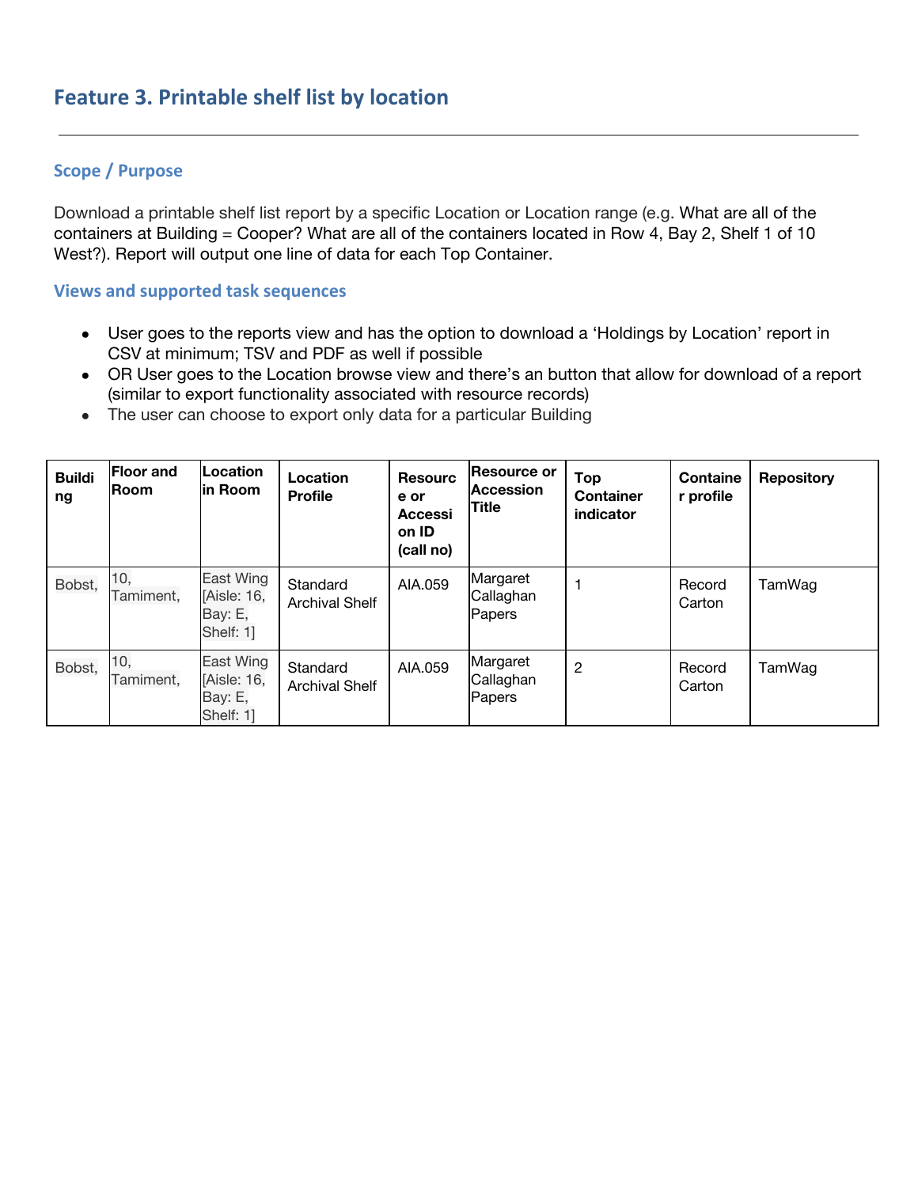## Feature 3. Printable shelf list by location

---

### Scope / Purpose

Download a printable shelf list report by a specific Location or Location range (e.g. What are all of the containers at Building = Cooper? What are all of the containers located in Row 4, Bay 2, Shelf 1 of 10 West?). Report will output one line of data for each Top Container.

### Views and supported task sequences

- User goes to the reports view and has the option to download a 'Holdings by Location' report in CSV at minimum; TSV and PDF as well if possible
- OR User goes to the Location browse view and there's an button that allow for download of a report (similar to export functionality associated with resource records)
- The user can choose to export only data for a particular Building

| Building | Floor and Room | Location in Room | Location Profile | Resource or Accession ID (call no) | Resource or Accession Title | Top Container indicator | Container profile | Repository |
|---|---|---|---|---|---|---|---|---|
| Bobst, | 10, Tamiment, | East Wing [Aisle: 16, Bay: E, Shelf: 1] | Standard Archival Shelf | AIA.059 | Margaret Callaghan Papers | 1 | Record Carton | TamWag |
| Bobst, | 10, Tamiment, | East Wing [Aisle: 16, Bay: E, Shelf: 1] | Standard Archival Shelf | AIA.059 | Margaret Callaghan Papers | 2 | Record Carton | TamWag |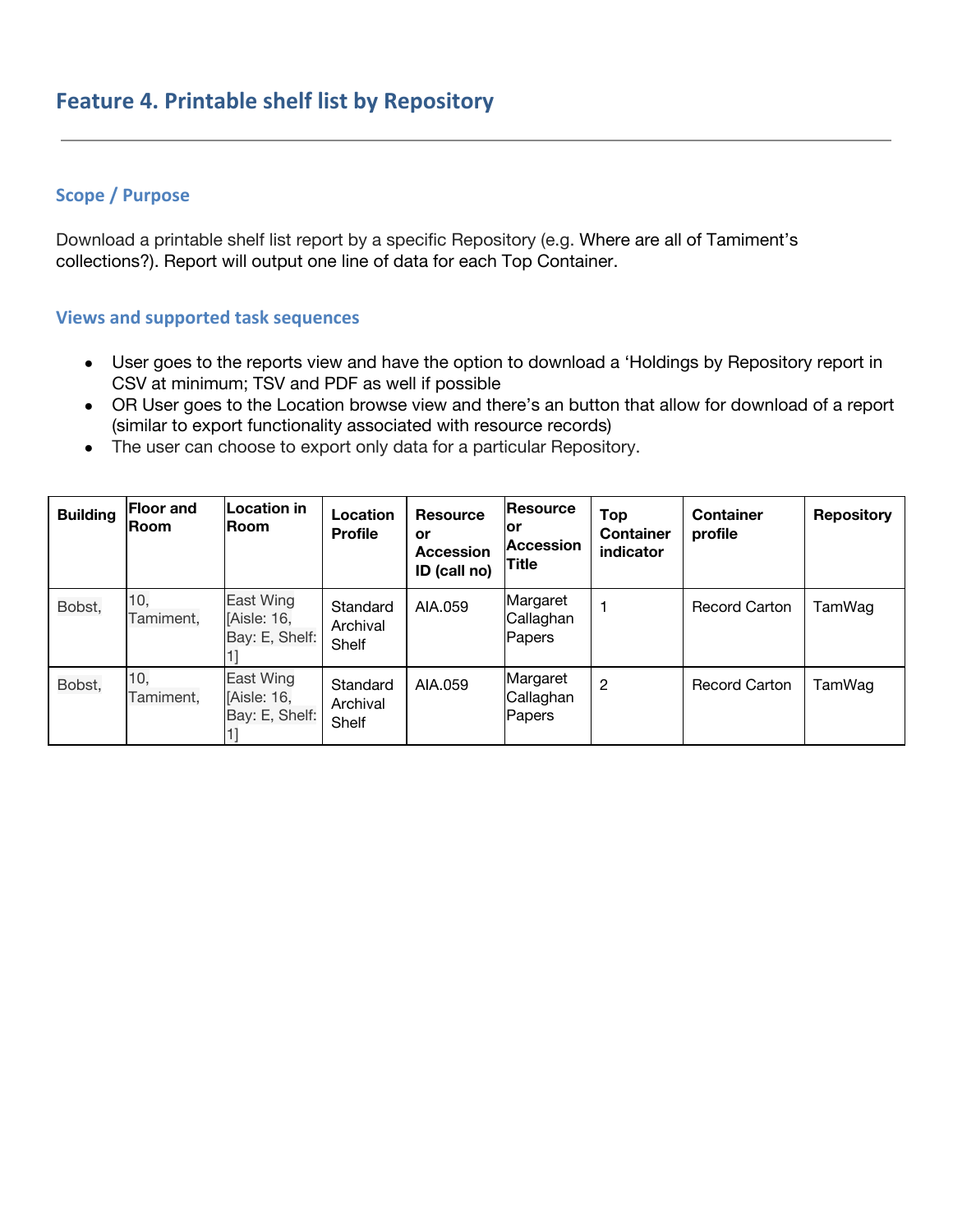## Feature 4. Printable shelf list by Repository

### Scope / Purpose

Download a printable shelf list report by a specific Repository (e.g. Where are all of Tamiment's collections?). Report will output one line of data for each Top Container.

### Views and supported task sequences

- User goes to the reports view and have the option to download a 'Holdings by Repository report in CSV at minimum; TSV and PDF as well if possible
- OR User goes to the Location browse view and there's an button that allow for download of a report (similar to export functionality associated with resource records)
- The user can choose to export only data for a particular Repository.

| Building | Floor and Room | Location in Room | Location Profile | Resource or Accession ID (call no) | Resource or Accession Title | Top Container indicator | Container profile | Repository |
|---|---|---|---|---|---|---|---|---|
| Bobst, | 10, Tamiment, | East Wing [Aisle: 16, Bay: E, Shelf: 1] | Standard Archival Shelf | AIA.059 | Margaret Callaghan Papers | 1 | Record Carton | TamWag |
| Bobst, | 10, Tamiment, | East Wing [Aisle: 16, Bay: E, Shelf: 1] | Standard Archival Shelf | AIA.059 | Margaret Callaghan Papers | 2 | Record Carton | TamWag |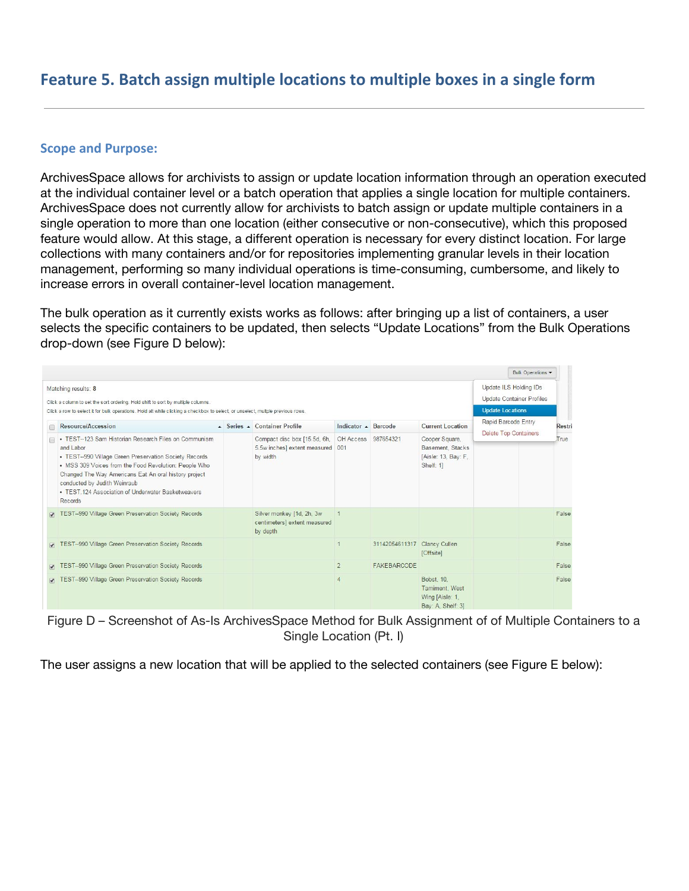## Feature 5. Batch assign multiple locations to multiple boxes in a single form

---

### Scope and Purpose:

ArchivesSpace allows for archivists to assign or update location information through an operation executed at the individual container level or a batch operation that applies a single location for multiple containers. ArchivesSpace does not currently allow for archivists to batch assign or update multiple containers in a single operation to more than one location (either consecutive or non-consecutive), which this proposed feature would allow. At this stage, a different operation is necessary for every distinct location. For large collections with many containers and/or for repositories implementing granular levels in their location management, performing so many individual operations is time-consuming, cumbersome, and likely to increase errors in overall container-level location management.

The bulk operation as it currently exists works as follows: after bringing up a list of containers, a user selects the specific containers to be updated, then selects “Update Locations” from the Bulk Operations drop-down (see Figure D below):

Figure D – Screenshot of As-Is ArchivesSpace Method for Bulk Assignment of of Multiple Containers to a Single Location (Pt. I)

The user assigns a new location that will be applied to the selected containers (see Figure E below):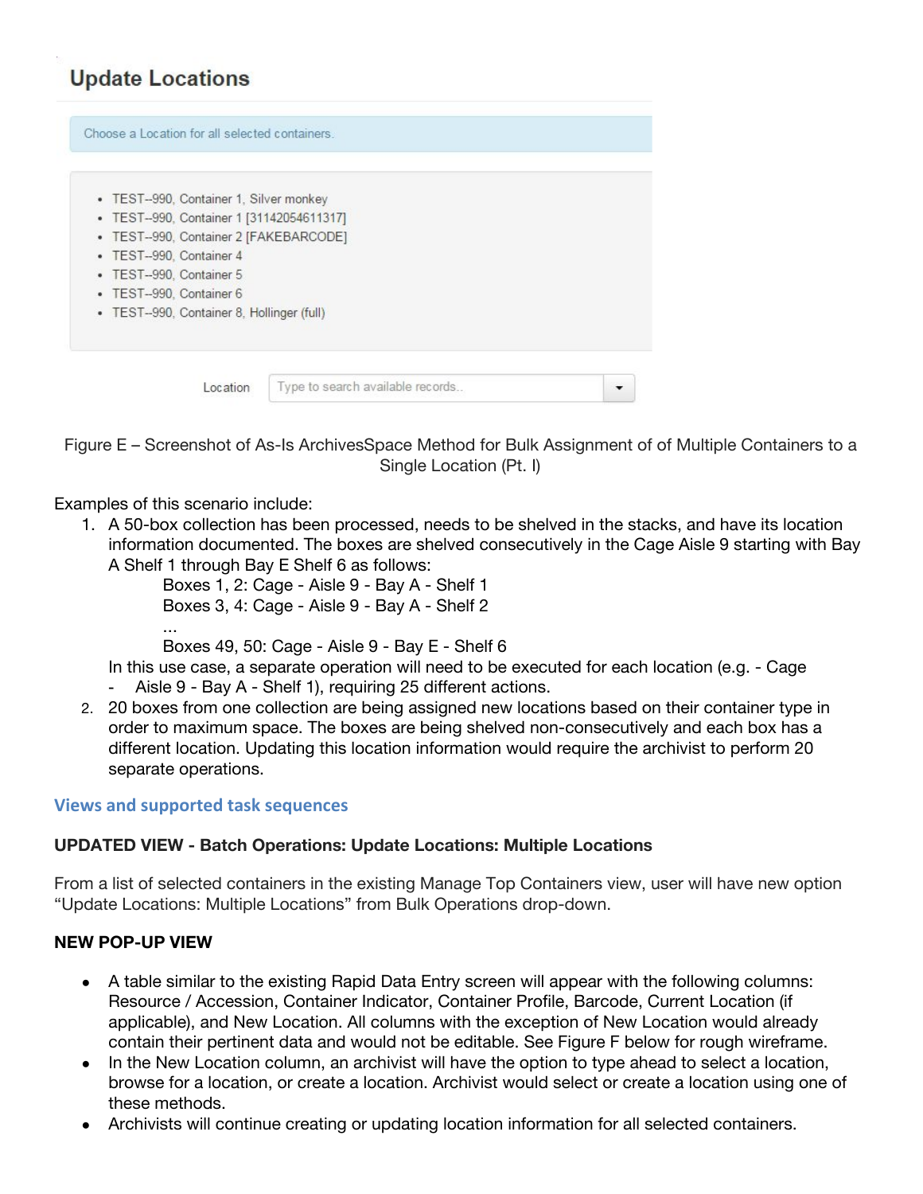**Update Locations**

Choose a Location for all selected containers.

- TEST--990, Container 1, Silver monkey
- TEST--990, Container 1 [31142054611317]
- TEST--990, Container 2 [FAKEBARCODE]
- TEST--990, Container 4
- TEST--990, Container 5
- TEST--990, Container 6
- TEST--990, Container 8, Hollinger (full)

Location: Type to search available records...

Figure E – Screenshot of As-Is ArchivesSpace Method for Bulk Assignment of of Multiple Containers to a Single Location (Pt. I)

Examples of this scenario include:

1. A 50-box collection has been processed, needs to be shelved in the stacks, and have its location information documented. The boxes are shelved consecutively in the Cage Aisle 9 starting with Bay A Shelf 1 through Bay E Shelf 6 as follows:

   Boxes 1, 2: Cage - Aisle 9 - Bay A - Shelf 1
   Boxes 3, 4: Cage - Aisle 9 - Bay A - Shelf 2
   ...
   Boxes 49, 50: Cage - Aisle 9 - Bay E - Shelf 6

   In this use case, a separate operation will need to be executed for each location (e.g. - Cage - Aisle 9 - Bay A - Shelf 1), requiring 25 different actions.
2. 20 boxes from one collection are being assigned new locations based on their container type in order to maximum space. The boxes are being shelved non-consecutively and each box has a different location. Updating this location information would require the archivist to perform 20 separate operations.

## Views and supported task sequences

**UPDATED VIEW - Batch Operations: Update Locations: Multiple Locations**

From a list of selected containers in the existing Manage Top Containers view, user will have new option "Update Locations: Multiple Locations" from Bulk Operations drop-down.

**NEW POP-UP VIEW**

- A table similar to the existing Rapid Data Entry screen will appear with the following columns: Resource / Accession, Container Indicator, Container Profile, Barcode, Current Location (if applicable), and New Location. All columns with the exception of New Location would already contain their pertinent data and would not be editable. See Figure F below for rough wireframe.
- In the New Location column, an archivist will have the option to type ahead to select a location, browse for a location, or create a location. Archivist would select or create a location using one of these methods.
- Archivists will continue creating or updating location information for all selected containers.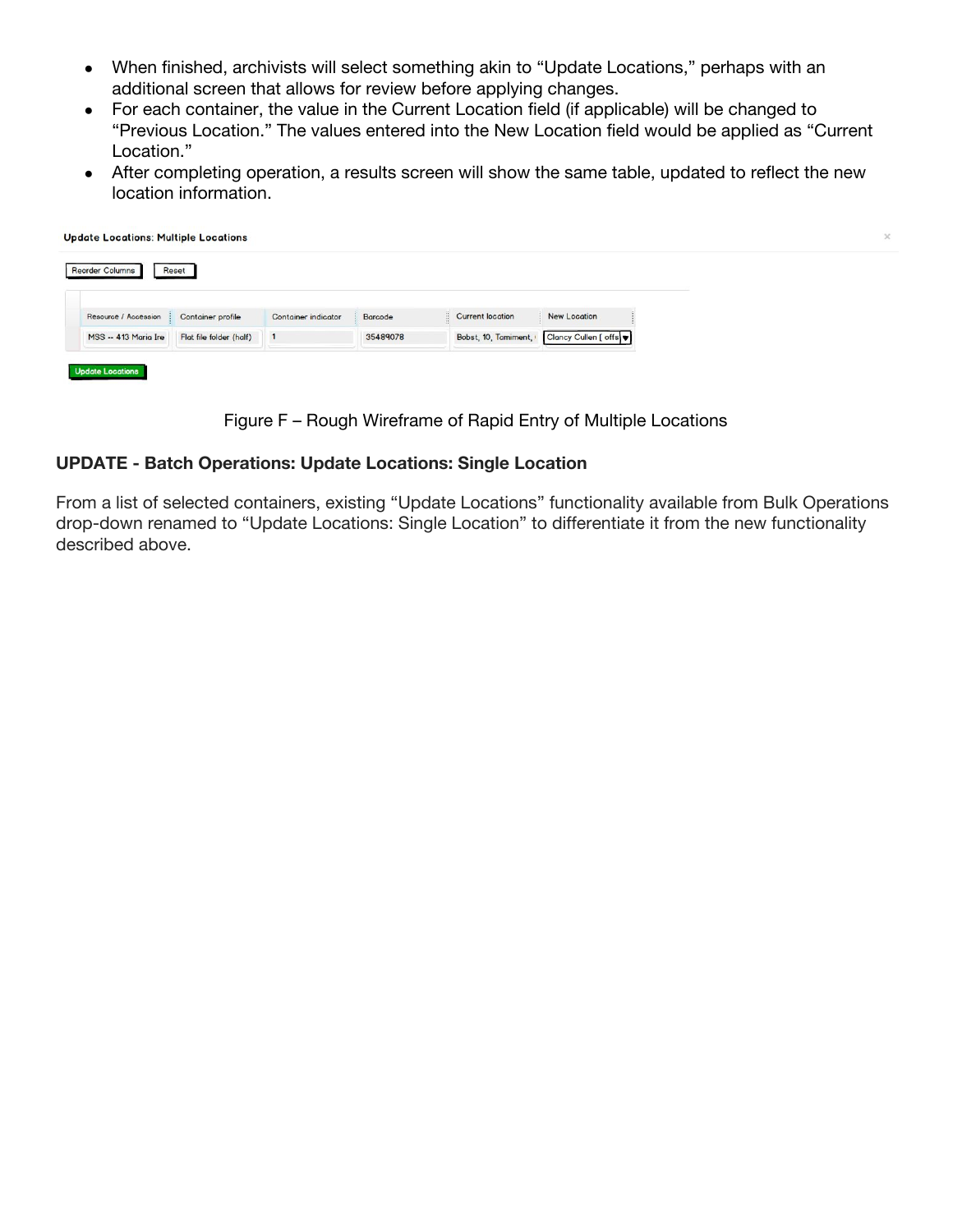- When finished, archivists will select something akin to "Update Locations," perhaps with an additional screen that allows for review before applying changes.
- For each container, the value in the Current Location field (if applicable) will be changed to "Previous Location." The values entered into the New Location field would be applied as "Current Location."
- After completing operation, a results screen will show the same table, updated to reflect the new location information.

**Update Locations: Multiple Locations**

Reorder Columns | Reset

| Resource / Accession | Container profile | Container indicator | Barcode | Current location | New Location |
|---|---|---|---|---|---|
| MSS -- 413 Maria Ire | Flat file folder (half) | 1 | 35489078 | Bobst, 10, Tamiment, | Clancy Cullen [ offs |

Update Locations

Figure F – Rough Wireframe of Rapid Entry of Multiple Locations

**UPDATE - Batch Operations: Update Locations: Single Location**

From a list of selected containers, existing "Update Locations" functionality available from Bulk Operations drop-down renamed to "Update Locations: Single Location" to differentiate it from the new functionality described above.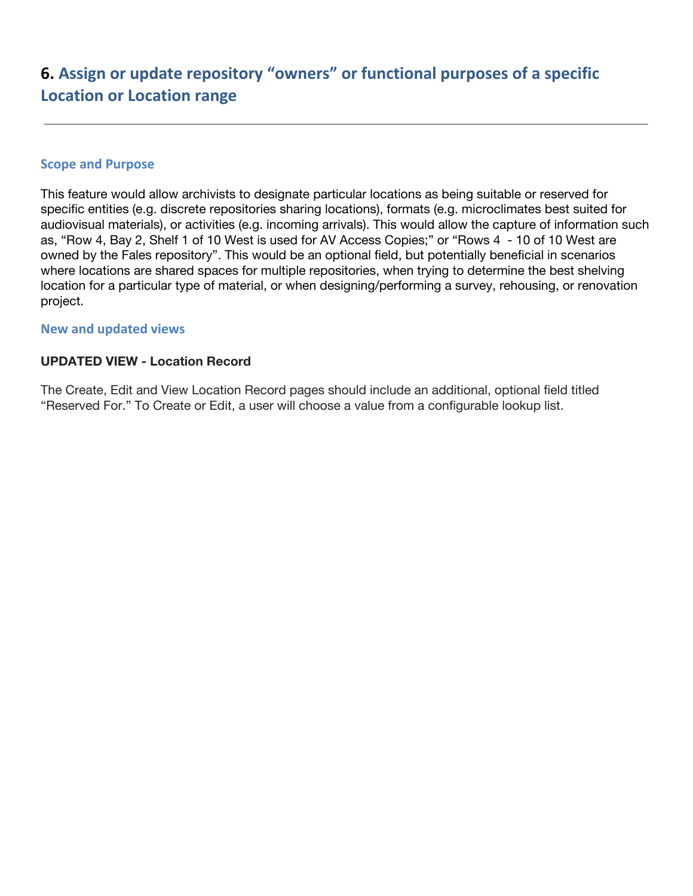## 6. Assign or update repository "owners" or functional purposes of a specific Location or Location range

---

### Scope and Purpose

This feature would allow archivists to designate particular locations as being suitable or reserved for specific entities (e.g. discrete repositories sharing locations), formats (e.g. microclimates best suited for audiovisual materials), or activities (e.g. incoming arrivals). This would allow the capture of information such as, "Row 4, Bay 2, Shelf 1 of 10 West is used for AV Access Copies;" or "Rows 4 - 10 of 10 West are owned by the Fales repository". This would be an optional field, but potentially beneficial in scenarios where locations are shared spaces for multiple repositories, when trying to determine the best shelving location for a particular type of material, or when designing/performing a survey, rehousing, or renovation project.

### New and updated views

#### UPDATED VIEW - Location Record

The Create, Edit and View Location Record pages should include an additional, optional field titled "Reserved For." To Create or Edit, a user will choose a value from a configurable lookup list.